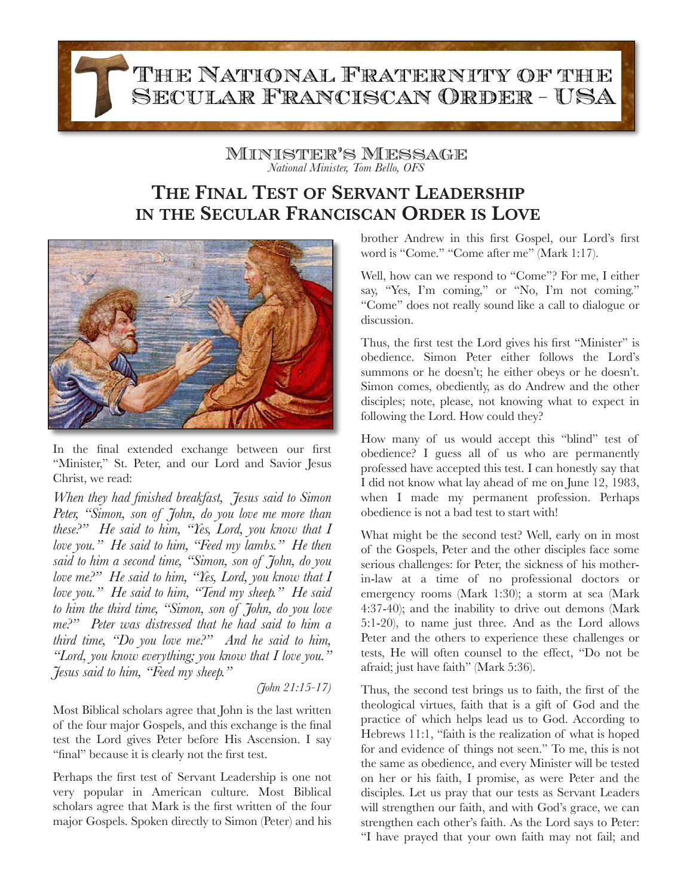# The National Fraternity of the Secular Franciscan Order - USA

## Minister's Message

*National Minister, Tom Bello, OFS*

# The Final Test of Servant Leadership in the Secular Franciscan Order is Love

In the final extended exchange between our first "Minister," St. Peter, and our Lord and Savior Jesus Christ, we read:

*When they had finished breakfast, Jesus said to Simon Peter, "Simon, son of John, do you love me more than these?" He said to him, "Yes, Lord, you know that I love you." He said to him, "Feed my lambs." He then said to him a second time, "Simon, son of John, do you love me?" He said to him, "Yes, Lord, you know that I love you." He said to him, "Tend my sheep." He said to him the third time, "Simon, son of John, do you love me?" Peter was distressed that he had said to him a third time, "Do you love me?" And he said to him, "Lord, you know everything; you know that I love you." Jesus said to him, "Feed my sheep."*

*(John 21:15-17)*

Most Biblical scholars agree that John is the last written of the four major Gospels, and this exchange is the final test the Lord gives Peter before His Ascension. I say "final" because it is clearly not the first test.

Perhaps the first test of Servant Leadership is one not very popular in American culture. Most Biblical scholars agree that Mark is the first written of the four major Gospels. Spoken directly to Simon (Peter) and his brother Andrew in this first Gospel, our Lord's first word is "Come." "Come after me" (Mark 1:17).

Well, how can we respond to "Come"? For me, I either say, "Yes, I'm coming," or "No, I'm not coming." "Come" does not really sound like a call to dialogue or discussion.

Thus, the first test the Lord gives his first "Minister" is obedience. Simon Peter either follows the Lord's summons or he doesn't; he either obeys or he doesn't. Simon comes, obediently, as do Andrew and the other disciples; note, please, not knowing what to expect in following the Lord. How could they?

How many of us would accept this "blind" test of obedience? I guess all of us who are permanently professed have accepted this test. I can honestly say that I did not know what lay ahead of me on June 12, 1983, when I made my permanent profession. Perhaps obedience is not a bad test to start with!

What might be the second test? Well, early on in most of the Gospels, Peter and the other disciples face some serious challenges: for Peter, the sickness of his mother-in-law at a time of no professional doctors or emergency rooms (Mark 1:30); a storm at sea (Mark 4:37-40); and the inability to drive out demons (Mark 5:1-20), to name just three. And as the Lord allows Peter and the others to experience these challenges or tests, He will often counsel to the effect, "Do not be afraid; just have faith" (Mark 5:36).

Thus, the second test brings us to faith, the first of the theological virtues, faith that is a gift of God and the practice of which helps lead us to God. According to Hebrews 11:1, "faith is the realization of what is hoped for and evidence of things not seen." To me, this is not the same as obedience, and every Minister will be tested on her or his faith, I promise, as were Peter and the disciples. Let us pray that our tests as Servant Leaders will strengthen our faith, and with God's grace, we can strengthen each other's faith. As the Lord says to Peter: "I have prayed that your own faith may not fail; and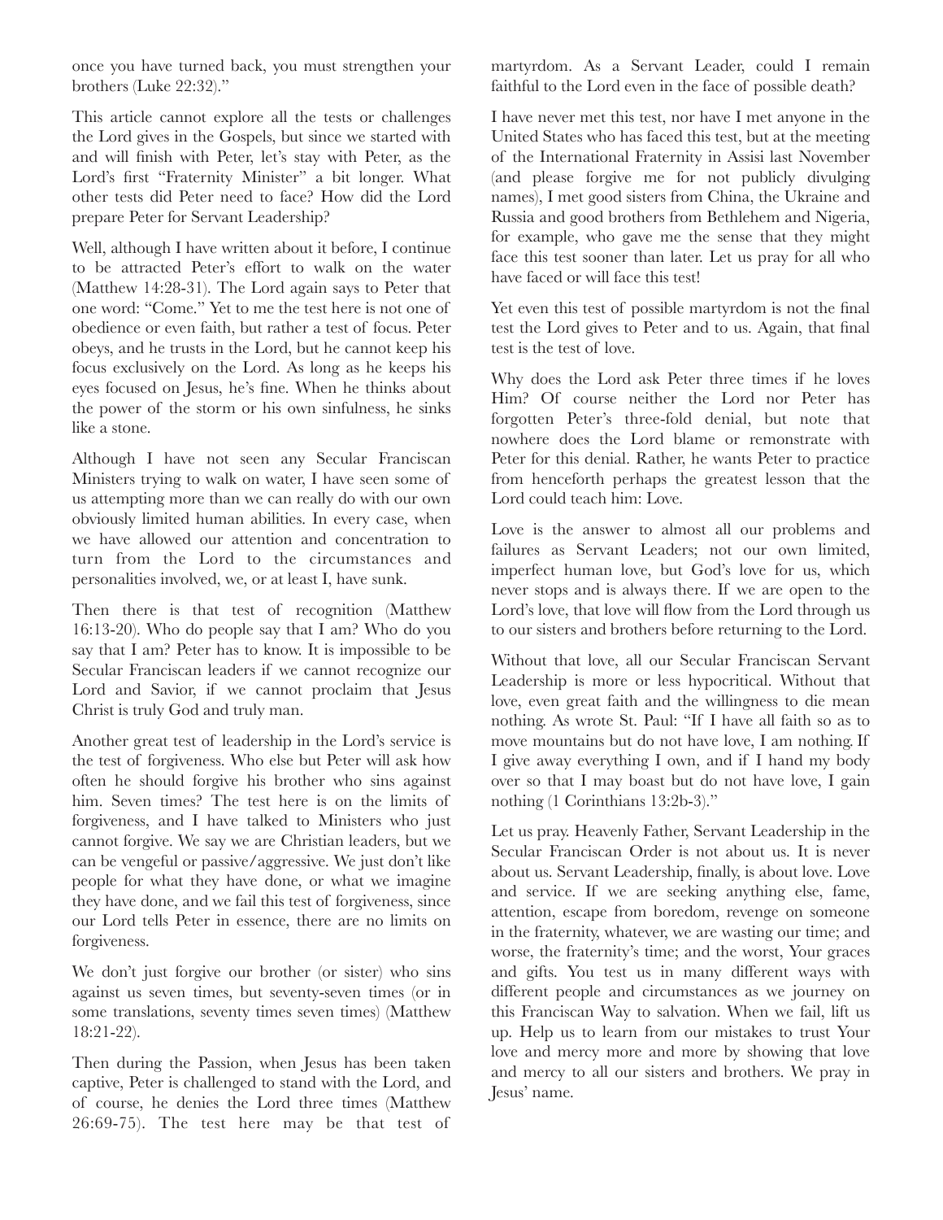once you have turned back, you must strengthen your brothers (Luke 22:32)."

This article cannot explore all the tests or challenges the Lord gives in the Gospels, but since we started with and will finish with Peter, let's stay with Peter, as the Lord's first "Fraternity Minister" a bit longer. What other tests did Peter need to face? How did the Lord prepare Peter for Servant Leadership?

Well, although I have written about it before, I continue to be attracted Peter's effort to walk on the water (Matthew 14:28-31). The Lord again says to Peter that one word: "Come." Yet to me the test here is not one of obedience or even faith, but rather a test of focus. Peter obeys, and he trusts in the Lord, but he cannot keep his focus exclusively on the Lord. As long as he keeps his eyes focused on Jesus, he's fine. When he thinks about the power of the storm or his own sinfulness, he sinks like a stone.

Although I have not seen any Secular Franciscan Ministers trying to walk on water, I have seen some of us attempting more than we can really do with our own obviously limited human abilities. In every case, when we have allowed our attention and concentration to turn from the Lord to the circumstances and personalities involved, we, or at least I, have sunk.

Then there is that test of recognition (Matthew 16:13-20). Who do people say that I am? Who do you say that I am? Peter has to know. It is impossible to be Secular Franciscan leaders if we cannot recognize our Lord and Savior, if we cannot proclaim that Jesus Christ is truly God and truly man.

Another great test of leadership in the Lord's service is the test of forgiveness. Who else but Peter will ask how often he should forgive his brother who sins against him. Seven times? The test here is on the limits of forgiveness, and I have talked to Ministers who just cannot forgive. We say we are Christian leaders, but we can be vengeful or passive/aggressive. We just don't like people for what they have done, or what we imagine they have done, and we fail this test of forgiveness, since our Lord tells Peter in essence, there are no limits on forgiveness.

We don't just forgive our brother (or sister) who sins against us seven times, but seventy-seven times (or in some translations, seventy times seven times) (Matthew 18:21-22).

Then during the Passion, when Jesus has been taken captive, Peter is challenged to stand with the Lord, and of course, he denies the Lord three times (Matthew 26:69-75). The test here may be that test of martyrdom. As a Servant Leader, could I remain faithful to the Lord even in the face of possible death?

I have never met this test, nor have I met anyone in the United States who has faced this test, but at the meeting of the International Fraternity in Assisi last November (and please forgive me for not publicly divulging names), I met good sisters from China, the Ukraine and Russia and good brothers from Bethlehem and Nigeria, for example, who gave me the sense that they might face this test sooner than later. Let us pray for all who have faced or will face this test!

Yet even this test of possible martyrdom is not the final test the Lord gives to Peter and to us. Again, that final test is the test of love.

Why does the Lord ask Peter three times if he loves Him? Of course neither the Lord nor Peter has forgotten Peter's three-fold denial, but note that nowhere does the Lord blame or remonstrate with Peter for this denial. Rather, he wants Peter to practice from henceforth perhaps the greatest lesson that the Lord could teach him: Love.

Love is the answer to almost all our problems and failures as Servant Leaders; not our own limited, imperfect human love, but God's love for us, which never stops and is always there. If we are open to the Lord's love, that love will flow from the Lord through us to our sisters and brothers before returning to the Lord.

Without that love, all our Secular Franciscan Servant Leadership is more or less hypocritical. Without that love, even great faith and the willingness to die mean nothing. As wrote St. Paul: "If I have all faith so as to move mountains but do not have love, I am nothing. If I give away everything I own, and if I hand my body over so that I may boast but do not have love, I gain nothing (1 Corinthians 13:2b-3)."

Let us pray. Heavenly Father, Servant Leadership in the Secular Franciscan Order is not about us. It is never about us. Servant Leadership, finally, is about love. Love and service. If we are seeking anything else, fame, attention, escape from boredom, revenge on someone in the fraternity, whatever, we are wasting our time; and worse, the fraternity's time; and the worst, Your graces and gifts. You test us in many different ways with different people and circumstances as we journey on this Franciscan Way to salvation. When we fail, lift us up. Help us to learn from our mistakes to trust Your love and mercy more and more by showing that love and mercy to all our sisters and brothers. We pray in Jesus' name.